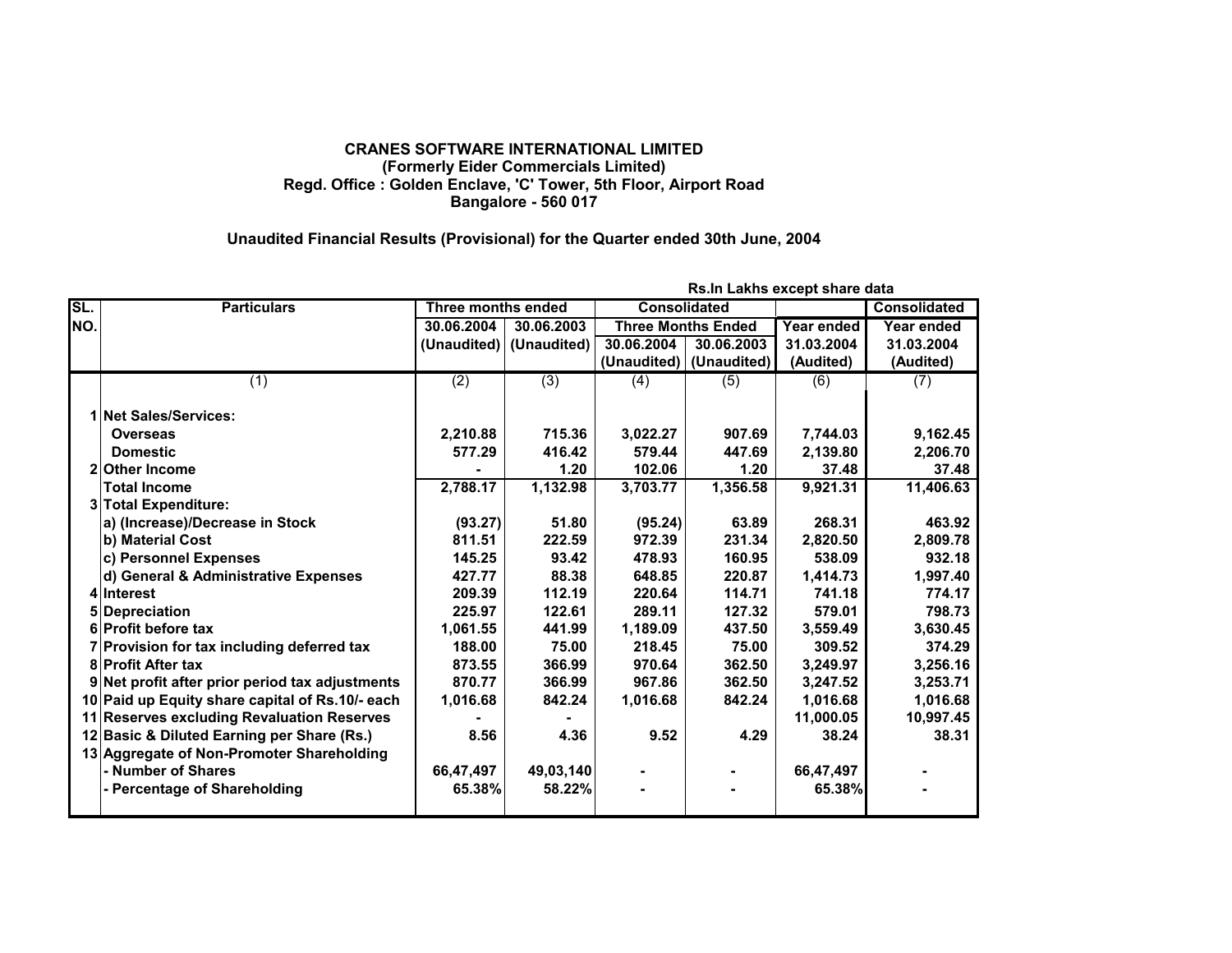**CRANES SOFTWARE INTERNATIONAL LIMITED**
**(Formerly Eider Commercials Limited)**
**Regd. Office : Golden Enclave, 'C' Tower, 5th Floor, Airport Road**
**Bangalore - 560 017**

**Unaudited Financial Results (Provisional) for the Quarter ended 30th June, 2004**

Rs.In Lakhs except share data

| SL. NO. | Particulars | Three months ended | | Consolidated | | | Consolidated |
|---|---|---|---|---|---|---|---|
| | | 30.06.2004 | 30.06.2003 | Three Months Ended | | Year ended | Year ended |
| | | (Unaudited) | (Unaudited) | 30.06.2004 (Unaudited) | 30.06.2003 (Unaudited) | 31.03.2004 (Audited) | 31.03.2004 (Audited) |
| | (1) | (2) | (3) | (4) | (5) | (6) | (7) |
| 1 | **Net Sales/Services:** | | | | | | |
| | **Overseas** | **2,210.88** | **715.36** | **3,022.27** | **907.69** | **7,744.03** | **9,162.45** |
| | **Domestic** | **577.29** | **416.42** | **579.44** | **447.69** | **2,139.80** | **2,206.70** |
| 2 | **Other Income** | **-** | **1.20** | **102.06** | **1.20** | **37.48** | **37.48** |
| | **Total Income** | **2,788.17** | **1,132.98** | **3,703.77** | **1,356.58** | **9,921.31** | **11,406.63** |
| 3 | **Total Expenditure:** | | | | | | |
| | **a) (Increase)/Decrease in Stock** | **(93.27)** | **51.80** | **(95.24)** | **63.89** | **268.31** | **463.92** |
| | **b) Material Cost** | **811.51** | **222.59** | **972.39** | **231.34** | **2,820.50** | **2,809.78** |
| | **c) Personnel Expenses** | **145.25** | **93.42** | **478.93** | **160.95** | **538.09** | **932.18** |
| | **d) General & Administrative Expenses** | **427.77** | **88.38** | **648.85** | **220.87** | **1,414.73** | **1,997.40** |
| 4 | **Interest** | **209.39** | **112.19** | **220.64** | **114.71** | **741.18** | **774.17** |
| 5 | **Depreciation** | **225.97** | **122.61** | **289.11** | **127.32** | **579.01** | **798.73** |
| 6 | **Profit before tax** | **1,061.55** | **441.99** | **1,189.09** | **437.50** | **3,559.49** | **3,630.45** |
| 7 | **Provision for tax including deferred tax** | **188.00** | **75.00** | **218.45** | **75.00** | **309.52** | **374.29** |
| 8 | **Profit After tax** | **873.55** | **366.99** | **970.64** | **362.50** | **3,249.97** | **3,256.16** |
| 9 | **Net profit after prior period tax adjustments** | **870.77** | **366.99** | **967.86** | **362.50** | **3,247.52** | **3,253.71** |
| 10 | **Paid up Equity share capital of Rs.10/- each** | **1,016.68** | **842.24** | **1,016.68** | **842.24** | **1,016.68** | **1,016.68** |
| 11 | **Reserves excluding Revaluation Reserves** | **-** | **-** | | | **11,000.05** | **10,997.45** |
| 12 | **Basic & Diluted Earning per Share (Rs.)** | **8.56** | **4.36** | **9.52** | **4.29** | **38.24** | **38.31** |
| 13 | **Aggregate of Non-Promoter Shareholding** | | | | | | |
| | **- Number of Shares** | **66,47,497** | **49,03,140** | **-** | **-** | **66,47,497** | **-** |
| | **- Percentage of Shareholding** | **65.38%** | **58.22%** | **-** | **-** | **65.38%** | **-** |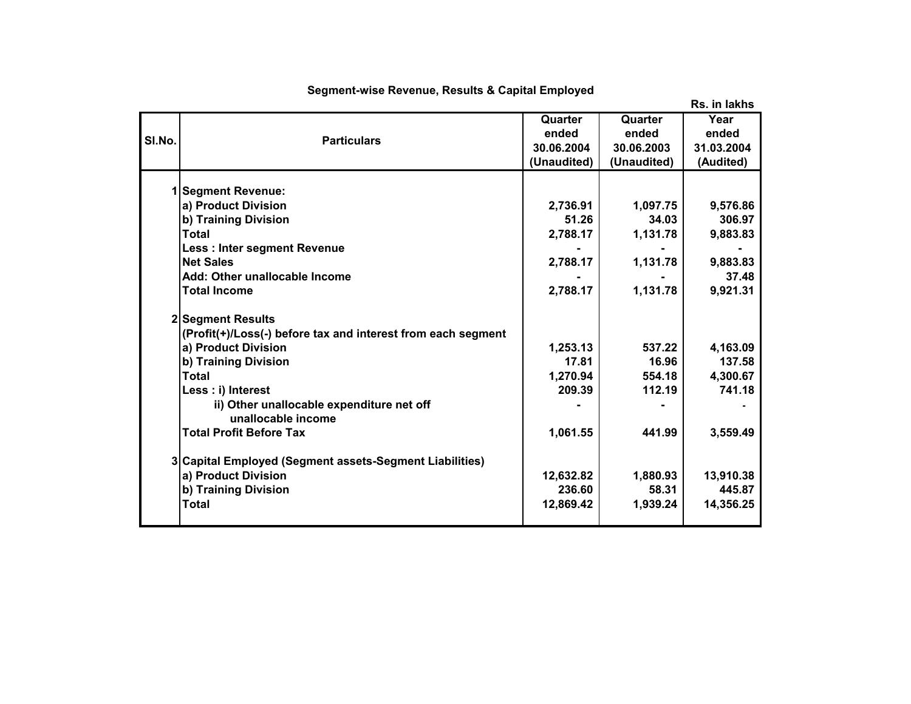**Segment-wise Revenue, Results & Capital Employed**

Rs. in lakhs

| Sl.No. | Particulars | Quarter ended 30.06.2004 (Unaudited) | Quarter ended 30.06.2003 (Unaudited) | Year ended 31.03.2004 (Audited) |
|---|---|---|---|---|
| 1 | **Segment Revenue:** | | | |
| | a) Product Division | 2,736.91 | 1,097.75 | 9,576.86 |
| | b) Training Division | 51.26 | 34.03 | 306.97 |
| | Total | 2,788.17 | 1,131.78 | 9,883.83 |
| | Less : Inter segment Revenue | - | - | - |
| | Net Sales | 2,788.17 | 1,131.78 | 9,883.83 |
| | Add: Other unallocable Income | - | - | 37.48 |
| | Total Income | 2,788.17 | 1,131.78 | 9,921.31 |
| 2 | **Segment Results** (Profit(+)/Loss(-) before tax and interest from each segment | | | |
| | a) Product Division | 1,253.13 | 537.22 | 4,163.09 |
| | b) Training Division | 17.81 | 16.96 | 137.58 |
| | Total | 1,270.94 | 554.18 | 4,300.67 |
| | Less : i) Interest | 209.39 | 112.19 | 741.18 |
| | ii) Other unallocable expenditure net off unallocable income | - | - | - |
| | Total Profit Before Tax | 1,061.55 | 441.99 | 3,559.49 |
| 3 | **Capital Employed (Segment assets-Segment Liabilities)** | | | |
| | a) Product Division | 12,632.82 | 1,880.93 | 13,910.38 |
| | b) Training Division | 236.60 | 58.31 | 445.87 |
| | Total | 12,869.42 | 1,939.24 | 14,356.25 |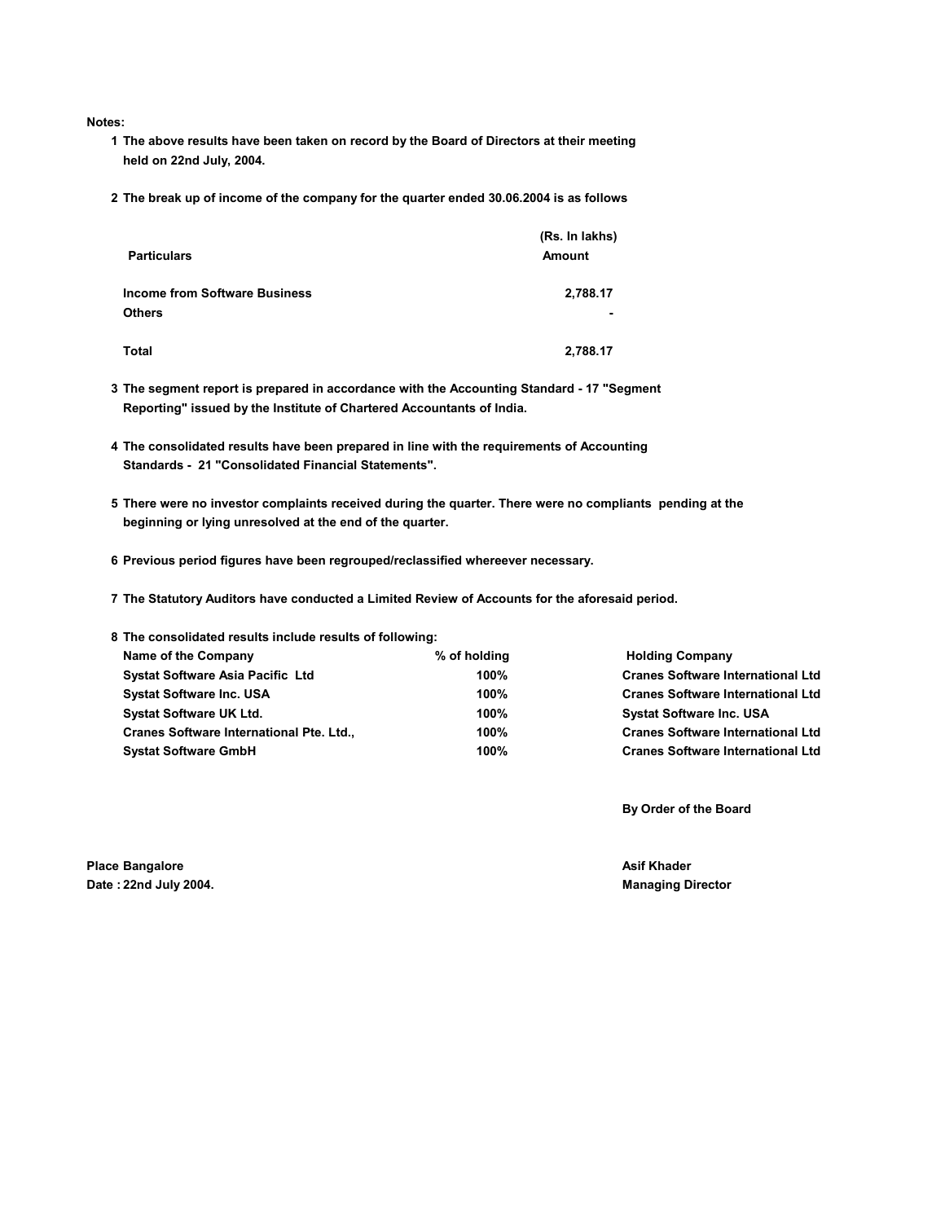**Notes:**

1. **The above results have been taken on record by the Board of Directors at their meeting held on 22nd July, 2004.**

2. **The break up of income of the company for the quarter ended 30.06.2004 is as follows**

| Particulars | (Rs. In lakhs) Amount |
|---|---|
| Income from Software Business | 2,788.17 |
| Others | - |
| Total | 2,788.17 |

3. **The segment report is prepared in accordance with the Accounting Standard - 17 "Segment Reporting" issued by the Institute of Chartered Accountants of India.**

4. **The consolidated results have been prepared in line with the requirements of Accounting Standards - 21 "Consolidated Financial Statements".**

5. **There were no investor complaints received during the quarter. There were no compliants pending at the beginning or lying unresolved at the end of the quarter.**

6. **Previous period figures have been regrouped/reclassified whereever necessary.**

7. **The Statutory Auditors have conducted a Limited Review of Accounts for the aforesaid period.**

8. **The consolidated results include results of following:**

| Name of the Company | % of holding | Holding Company |
|---|---|---|
| Systat Software Asia Pacific Ltd | 100% | Cranes Software International Ltd |
| Systat Software Inc. USA | 100% | Cranes Software International Ltd |
| Systat Software UK Ltd. | 100% | Systat Software Inc. USA |
| Cranes Software International Pte. Ltd., | 100% | Cranes Software International Ltd |
| Systat Software GmbH | 100% | Cranes Software International Ltd |

**By Order of the Board**

**Place Bangalore**
**Date : 22nd July 2004.**

**Asif Khader**
**Managing Director**